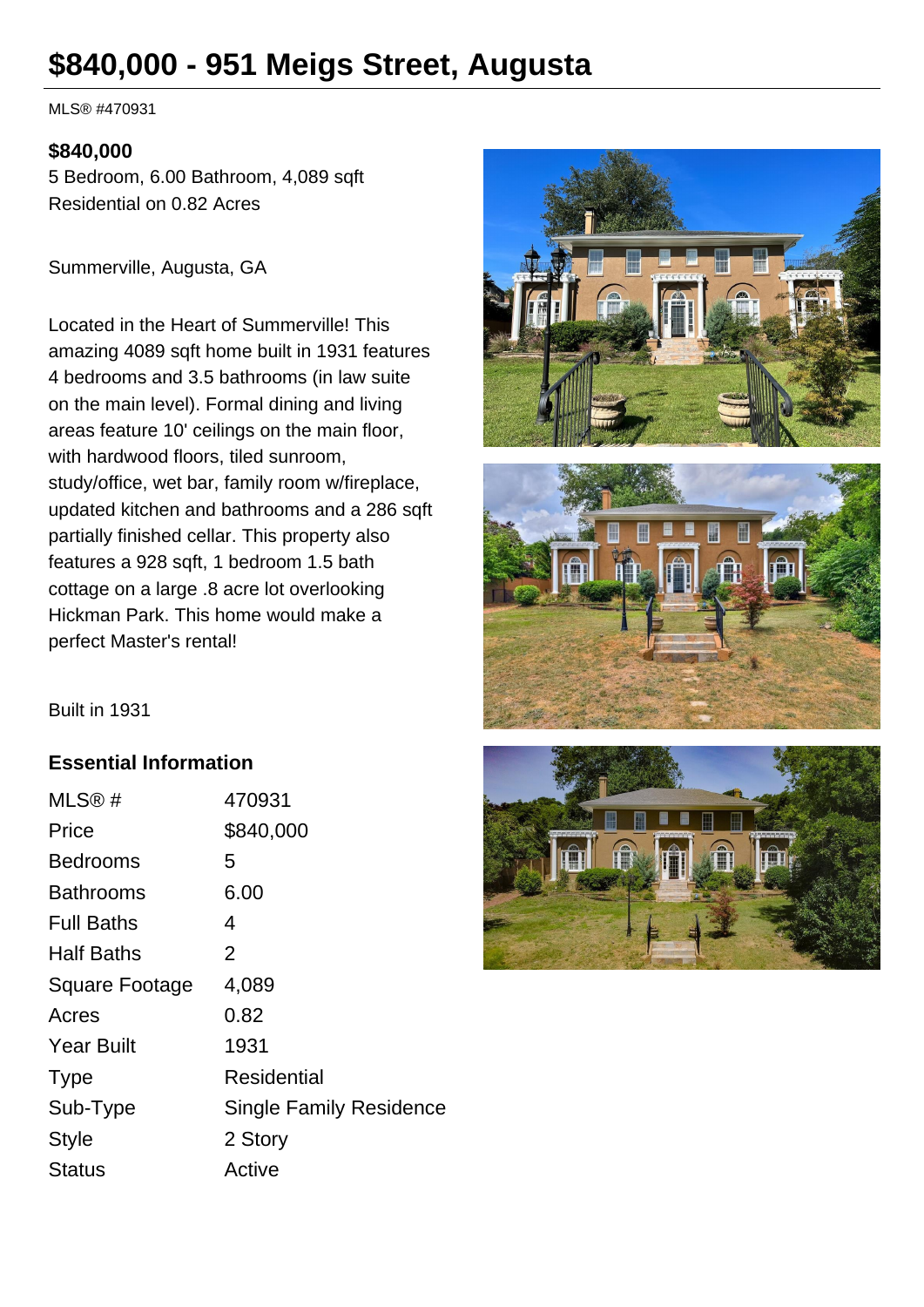# $840,000 - 951 Meigs Street, Augusta

MLS® #470931

**$840,000**

5 Bedroom, 6.00 Bathroom, 4,089 sqft
Residential on 0.82 Acres

Summerville, Augusta, GA

Located in the Heart of Summerville! This amazing 4089 sqft home built in 1931 features 4 bedrooms and 3.5 bathrooms (in law suite on the main level). Formal dining and living areas feature 10' ceilings on the main floor, with hardwood floors, tiled sunroom, study/office, wet bar, family room w/fireplace, updated kitchen and bathrooms and a 286 sqft partially finished cellar. This property also features a 928 sqft, 1 bedroom 1.5 bath cottage on a large .8 acre lot overlooking Hickman Park. This home would make a perfect Master's rental!

Built in 1931

## Essential Information

| | |
|---|---|
| MLS® # | 470931 |
| Price | $840,000 |
| Bedrooms | 5 |
| Bathrooms | 6.00 |
| Full Baths | 4 |
| Half Baths | 2 |
| Square Footage | 4,089 |
| Acres | 0.82 |
| Year Built | 1931 |
| Type | Residential |
| Sub-Type | Single Family Residence |
| Style | 2 Story |
| Status | Active |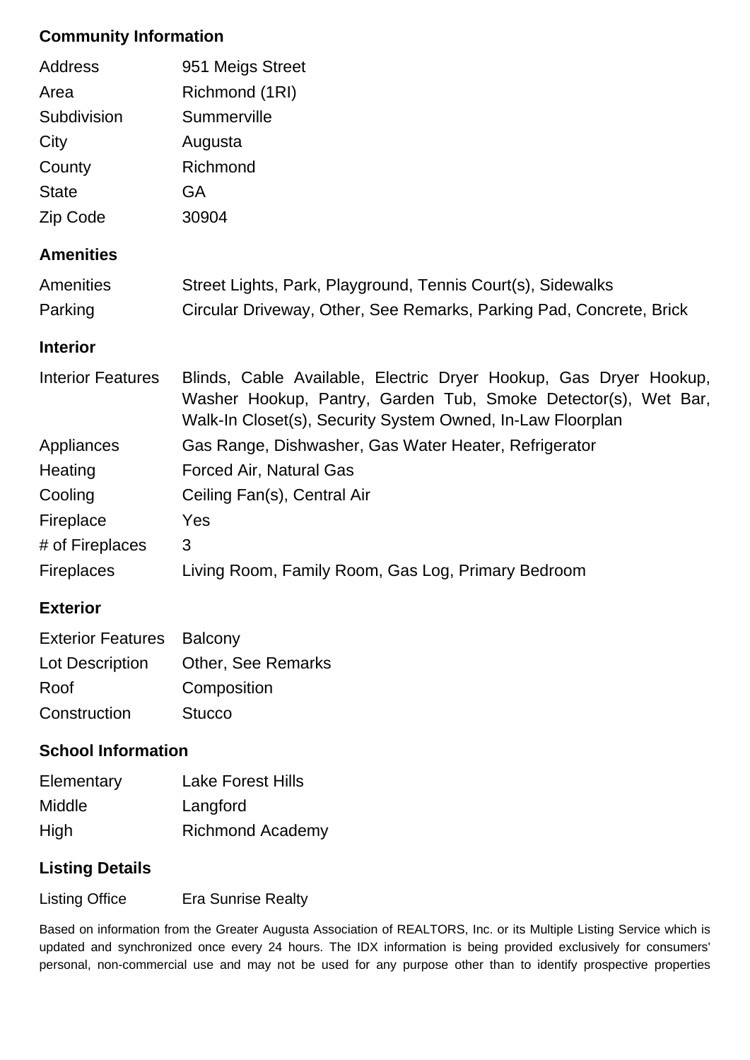## Community Information

| | |
|---|---|
| Address | 951 Meigs Street |
| Area | Richmond (1RI) |
| Subdivision | Summerville |
| City | Augusta |
| County | Richmond |
| State | GA |
| Zip Code | 30904 |

## Amenities

| | |
|---|---|
| Amenities | Street Lights, Park, Playground, Tennis Court(s), Sidewalks |
| Parking | Circular Driveway, Other, See Remarks, Parking Pad, Concrete, Brick |

## Interior

| | |
|---|---|
| Interior Features | Blinds, Cable Available, Electric Dryer Hookup, Gas Dryer Hookup, Washer Hookup, Pantry, Garden Tub, Smoke Detector(s), Wet Bar, Walk-In Closet(s), Security System Owned, In-Law Floorplan |
| Appliances | Gas Range, Dishwasher, Gas Water Heater, Refrigerator |
| Heating | Forced Air, Natural Gas |
| Cooling | Ceiling Fan(s), Central Air |
| Fireplace | Yes |
| # of Fireplaces | 3 |
| Fireplaces | Living Room, Family Room, Gas Log, Primary Bedroom |

## Exterior

| | |
|---|---|
| Exterior Features | Balcony |
| Lot Description | Other, See Remarks |
| Roof | Composition |
| Construction | Stucco |

## School Information

| | |
|---|---|
| Elementary | Lake Forest Hills |
| Middle | Langford |
| High | Richmond Academy |

## Listing Details

| | |
|---|---|
| Listing Office | Era Sunrise Realty |

Based on information from the Greater Augusta Association of REALTORS, Inc. or its Multiple Listing Service which is updated and synchronized once every 24 hours. The IDX information is being provided exclusively for consumers' personal, non-commercial use and may not be used for any purpose other than to identify prospective properties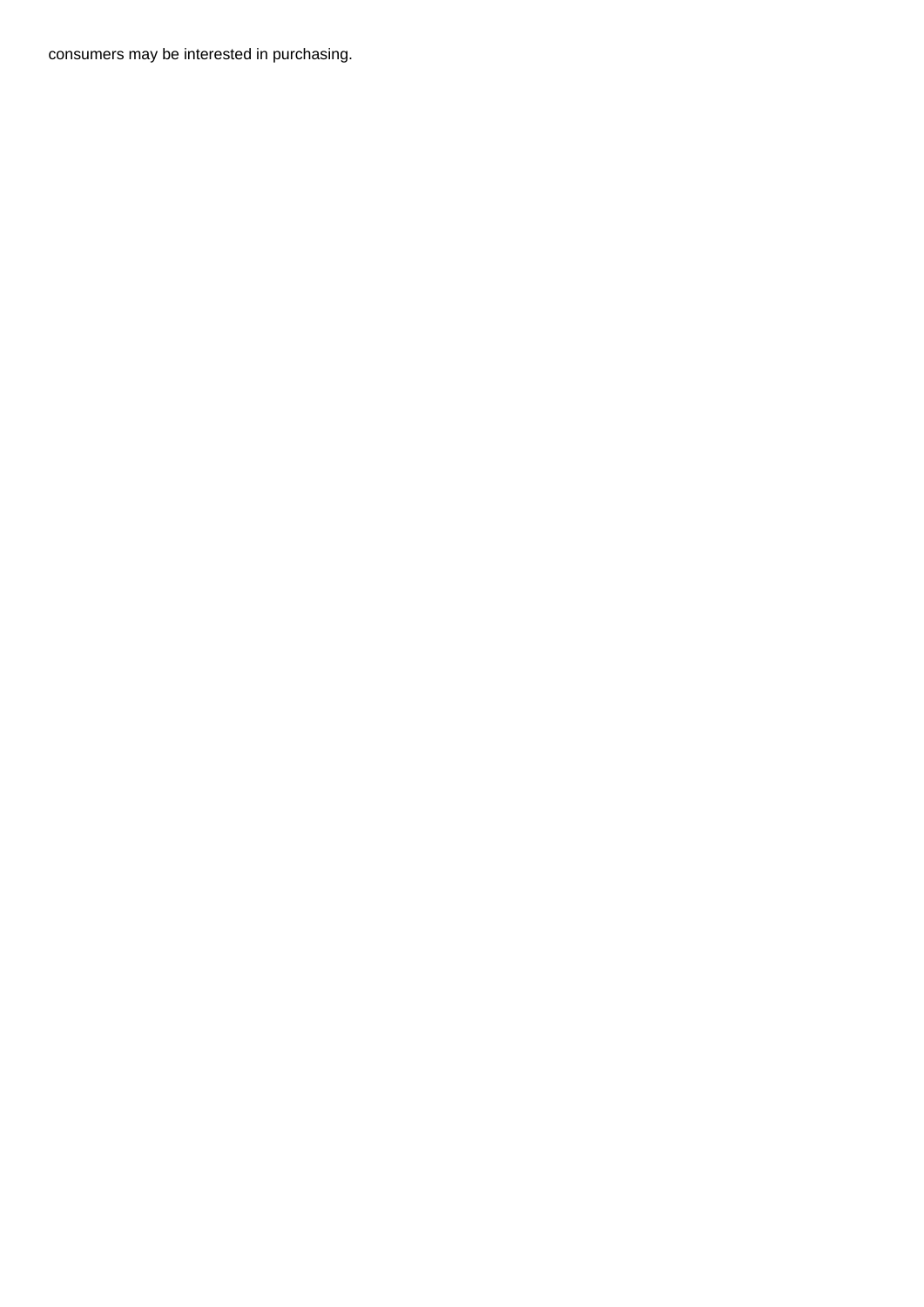consumers may be interested in purchasing.